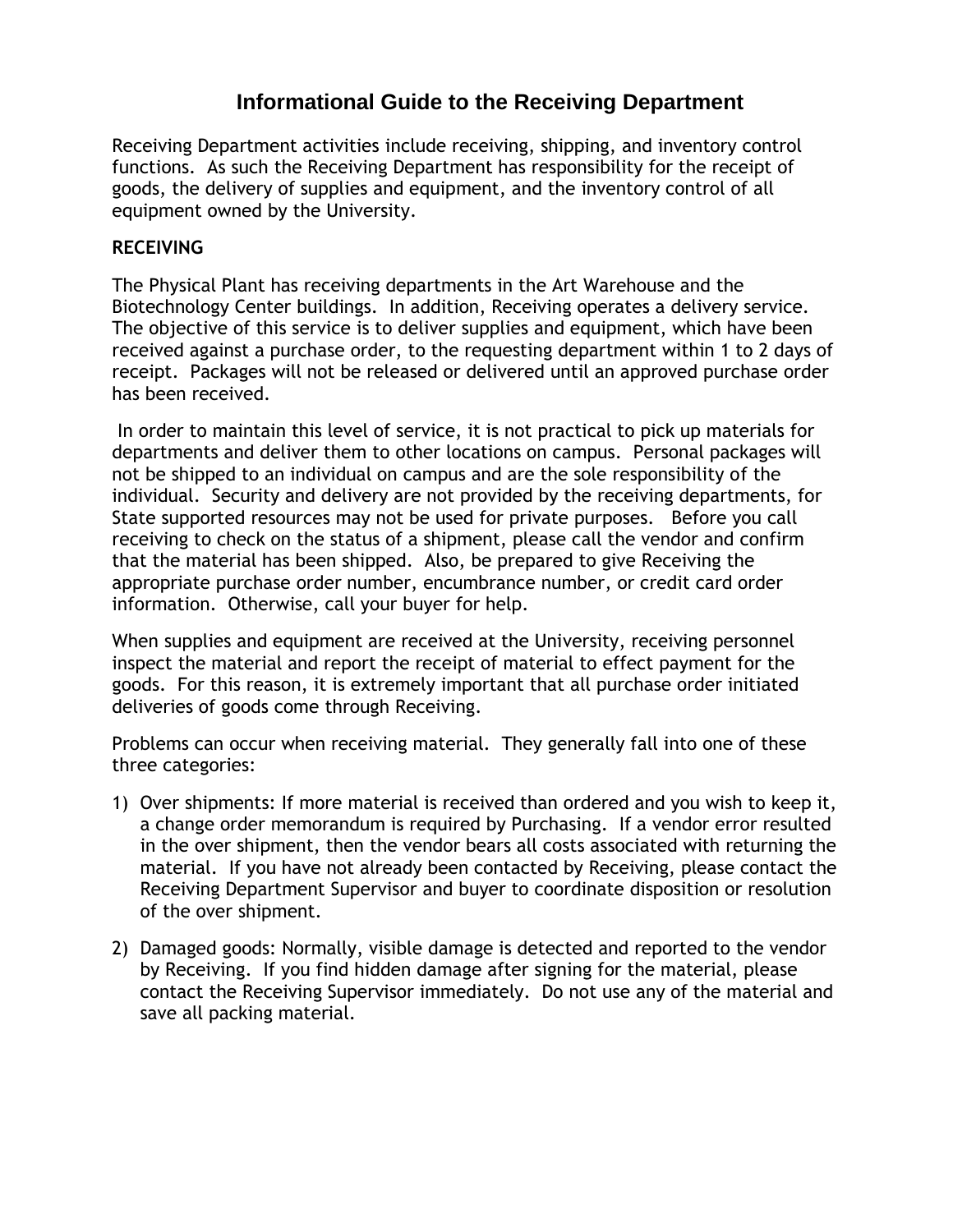# Informational Guide to the Receiving Department

Receiving Department activities include receiving, shipping, and inventory control functions. As such the Receiving Department has responsibility for the receipt of goods, the delivery of supplies and equipment, and the inventory control of all equipment owned by the University.

**RECEIVING**

The Physical Plant has receiving departments in the Art Warehouse and the Biotechnology Center buildings. In addition, Receiving operates a delivery service. The objective of this service is to deliver supplies and equipment, which have been received against a purchase order, to the requesting department within 1 to 2 days of receipt. Packages will not be released or delivered until an approved purchase order has been received.

In order to maintain this level of service, it is not practical to pick up materials for departments and deliver them to other locations on campus. Personal packages will not be shipped to an individual on campus and are the sole responsibility of the individual. Security and delivery are not provided by the receiving departments, for State supported resources may not be used for private purposes. Before you call receiving to check on the status of a shipment, please call the vendor and confirm that the material has been shipped. Also, be prepared to give Receiving the appropriate purchase order number, encumbrance number, or credit card order information. Otherwise, call your buyer for help.

When supplies and equipment are received at the University, receiving personnel inspect the material and report the receipt of material to effect payment for the goods. For this reason, it is extremely important that all purchase order initiated deliveries of goods come through Receiving.

Problems can occur when receiving material. They generally fall into one of these three categories:

1) Over shipments: If more material is received than ordered and you wish to keep it, a change order memorandum is required by Purchasing. If a vendor error resulted in the over shipment, then the vendor bears all costs associated with returning the material. If you have not already been contacted by Receiving, please contact the Receiving Department Supervisor and buyer to coordinate disposition or resolution of the over shipment.

2) Damaged goods: Normally, visible damage is detected and reported to the vendor by Receiving. If you find hidden damage after signing for the material, please contact the Receiving Supervisor immediately. Do not use any of the material and save all packing material.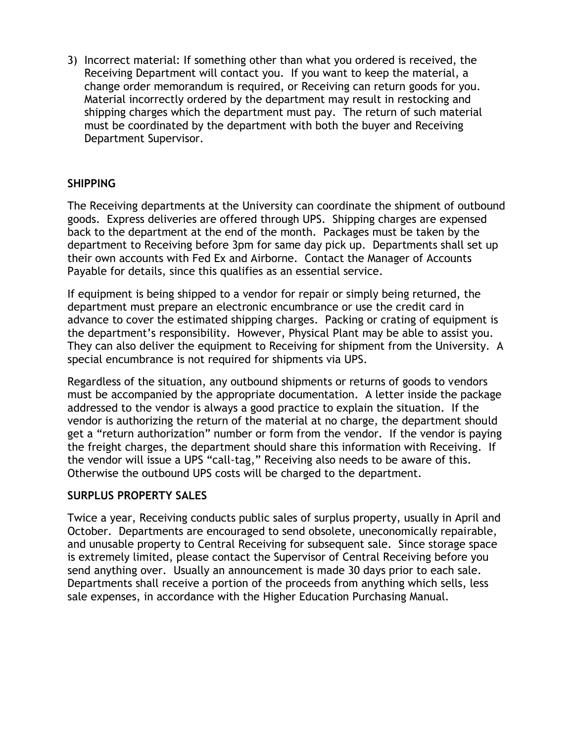3) Incorrect material: If something other than what you ordered is received, the Receiving Department will contact you. If you want to keep the material, a change order memorandum is required, or Receiving can return goods for you. Material incorrectly ordered by the department may result in restocking and shipping charges which the department must pay. The return of such material must be coordinated by the department with both the buyer and Receiving Department Supervisor.

## SHIPPING

The Receiving departments at the University can coordinate the shipment of outbound goods. Express deliveries are offered through UPS. Shipping charges are expensed back to the department at the end of the month. Packages must be taken by the department to Receiving before 3pm for same day pick up. Departments shall set up their own accounts with Fed Ex and Airborne. Contact the Manager of Accounts Payable for details, since this qualifies as an essential service.

If equipment is being shipped to a vendor for repair or simply being returned, the department must prepare an electronic encumbrance or use the credit card in advance to cover the estimated shipping charges. Packing or crating of equipment is the department's responsibility. However, Physical Plant may be able to assist you. They can also deliver the equipment to Receiving for shipment from the University. A special encumbrance is not required for shipments via UPS.

Regardless of the situation, any outbound shipments or returns of goods to vendors must be accompanied by the appropriate documentation. A letter inside the package addressed to the vendor is always a good practice to explain the situation. If the vendor is authorizing the return of the material at no charge, the department should get a "return authorization" number or form from the vendor. If the vendor is paying the freight charges, the department should share this information with Receiving. If the vendor will issue a UPS "call-tag," Receiving also needs to be aware of this. Otherwise the outbound UPS costs will be charged to the department.

## SURPLUS PROPERTY SALES

Twice a year, Receiving conducts public sales of surplus property, usually in April and October. Departments are encouraged to send obsolete, uneconomically repairable, and unusable property to Central Receiving for subsequent sale. Since storage space is extremely limited, please contact the Supervisor of Central Receiving before you send anything over. Usually an announcement is made 30 days prior to each sale. Departments shall receive a portion of the proceeds from anything which sells, less sale expenses, in accordance with the Higher Education Purchasing Manual.